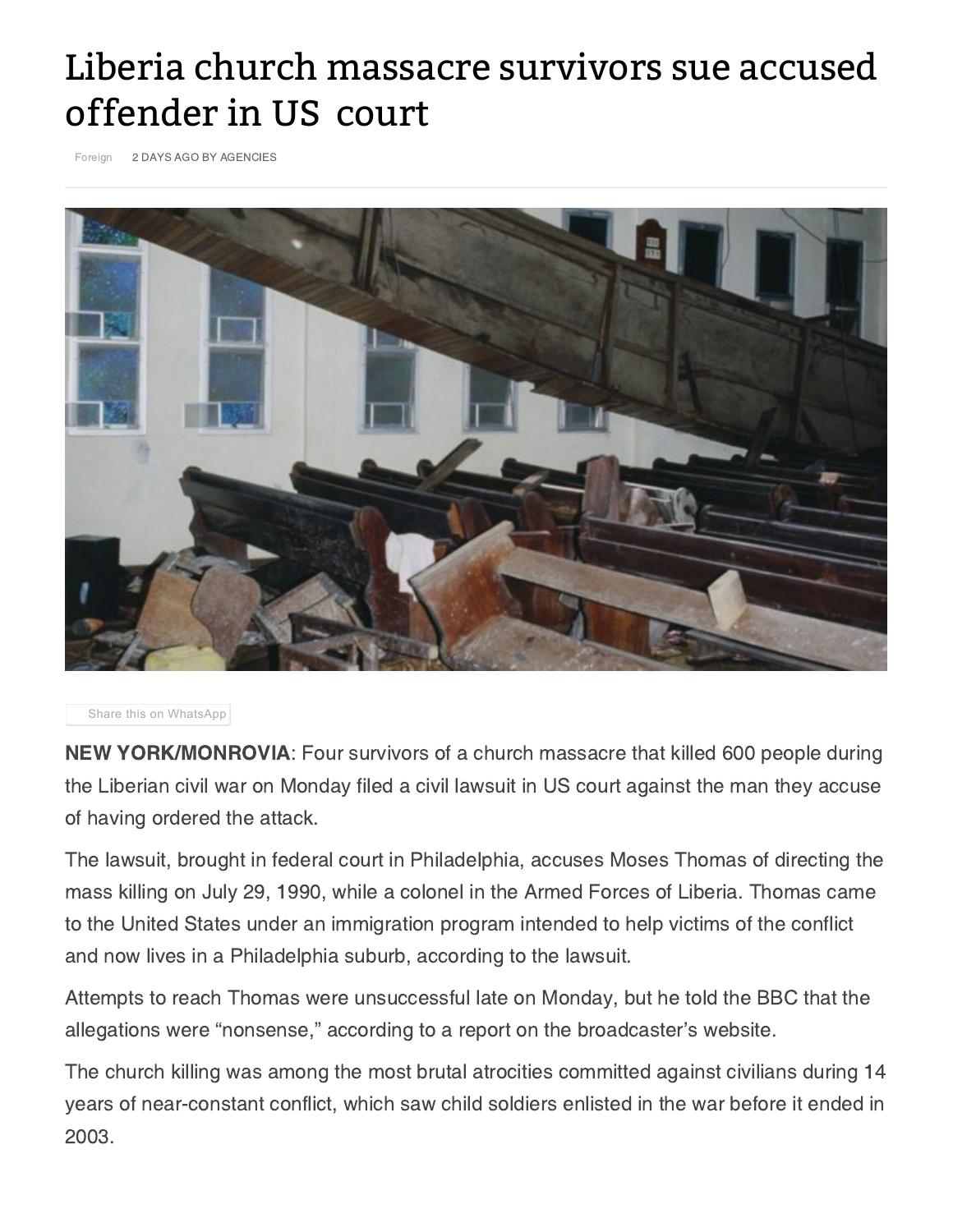# Liberia church massacre survivors sue accused offender in US court

Foreign 2 DAYS AGO BY AGENCIES

Share this on WhatsApp

**NEW YORK/MONROVIA**: Four survivors of a church massacre that killed 600 people during the Liberian civil war on Monday filed a civil lawsuit in US court against the man they accuse of having ordered the attack.

The lawsuit, brought in federal court in Philadelphia, accuses Moses Thomas of directing the mass killing on July 29, 1990, while a colonel in the Armed Forces of Liberia. Thomas came to the United States under an immigration program intended to help victims of the conflict and now lives in a Philadelphia suburb, according to the lawsuit.

Attempts to reach Thomas were unsuccessful late on Monday, but he told the BBC that the allegations were "nonsense," according to a report on the broadcaster's website.

The church killing was among the most brutal atrocities committed against civilians during 14 years of near-constant conflict, which saw child soldiers enlisted in the war before it ended in 2003.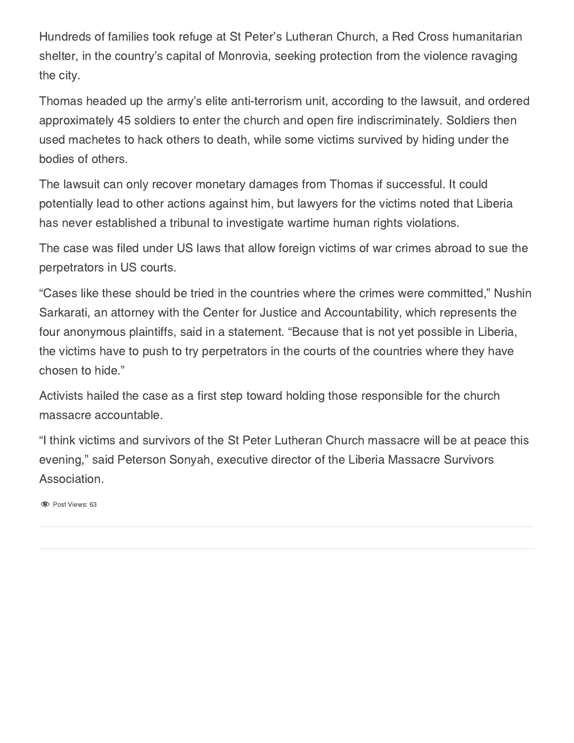Hundreds of families took refuge at St Peter's Lutheran Church, a Red Cross humanitarian shelter, in the country's capital of Monrovia, seeking protection from the violence ravaging the city.

Thomas headed up the army's elite anti-terrorism unit, according to the lawsuit, and ordered approximately 45 soldiers to enter the church and open fire indiscriminately. Soldiers then used machetes to hack others to death, while some victims survived by hiding under the bodies of others.

The lawsuit can only recover monetary damages from Thomas if successful. It could potentially lead to other actions against him, but lawyers for the victims noted that Liberia has never established a tribunal to investigate wartime human rights violations.

The case was filed under US laws that allow foreign victims of war crimes abroad to sue the perpetrators in US courts.

"Cases like these should be tried in the countries where the crimes were committed," Nushin Sarkarati, an attorney with the Center for Justice and Accountability, which represents the four anonymous plaintiffs, said in a statement. "Because that is not yet possible in Liberia, the victims have to push to try perpetrators in the courts of the countries where they have chosen to hide."

Activists hailed the case as a first step toward holding those responsible for the church massacre accountable.

"I think victims and survivors of the St Peter Lutheran Church massacre will be at peace this evening," said Peterson Sonyah, executive director of the Liberia Massacre Survivors Association.

Post Views: 63